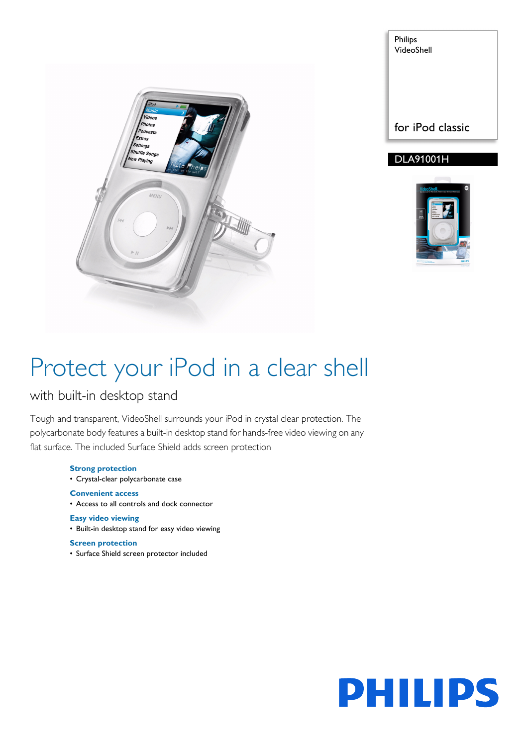Philips
VideoShell

for iPod classic

DLA91001H

# Protect your iPod in a clear shell

## with built-in desktop stand

Tough and transparent, VideoShell surrounds your iPod in crystal clear protection. The polycarbonate body features a built-in desktop stand for hands-free video viewing on any flat surface. The included Surface Shield adds screen protection

**Strong protection**
- Crystal-clear polycarbonate case

**Convenient access**
- Access to all controls and dock connector

**Easy video viewing**
- Built-in desktop stand for easy video viewing

**Screen protection**
- Surface Shield screen protector included

PHILIPS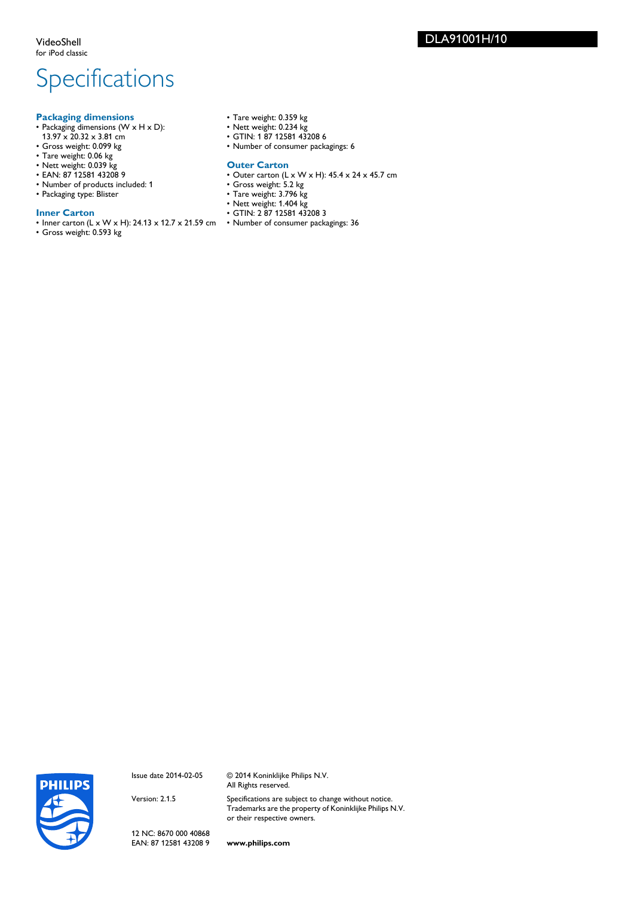VideoShell
for iPod classic

DLA91001H/10

# Specifications

### Packaging dimensions
- Packaging dimensions (W x H x D): 13.97 x 20.32 x 3.81 cm
- Gross weight: 0.099 kg
- Tare weight: 0.06 kg
- Nett weight: 0.039 kg
- EAN: 87 12581 43208 9
- Number of products included: 1
- Packaging type: Blister

### Inner Carton
- Inner carton (L x W x H): 24.13 x 12.7 x 21.59 cm
- Gross weight: 0.593 kg
- Tare weight: 0.359 kg
- Nett weight: 0.234 kg
- GTIN: 1 87 12581 43208 6
- Number of consumer packagings: 6

### Outer Carton
- Outer carton (L x W x H): 45.4 x 24 x 45.7 cm
- Gross weight: 5.2 kg
- Tare weight: 3.796 kg
- Nett weight: 1.404 kg
- GTIN: 2 87 12581 43208 3
- Number of consumer packagings: 36

Issue date 2014-02-05

Version: 2.1.5

12 NC: 8670 000 40868
EAN: 87 12581 43208 9

© 2014 Koninklijke Philips N.V.
All Rights reserved.

Specifications are subject to change without notice. Trademarks are the property of Koninklijke Philips N.V. or their respective owners.

**www.philips.com**